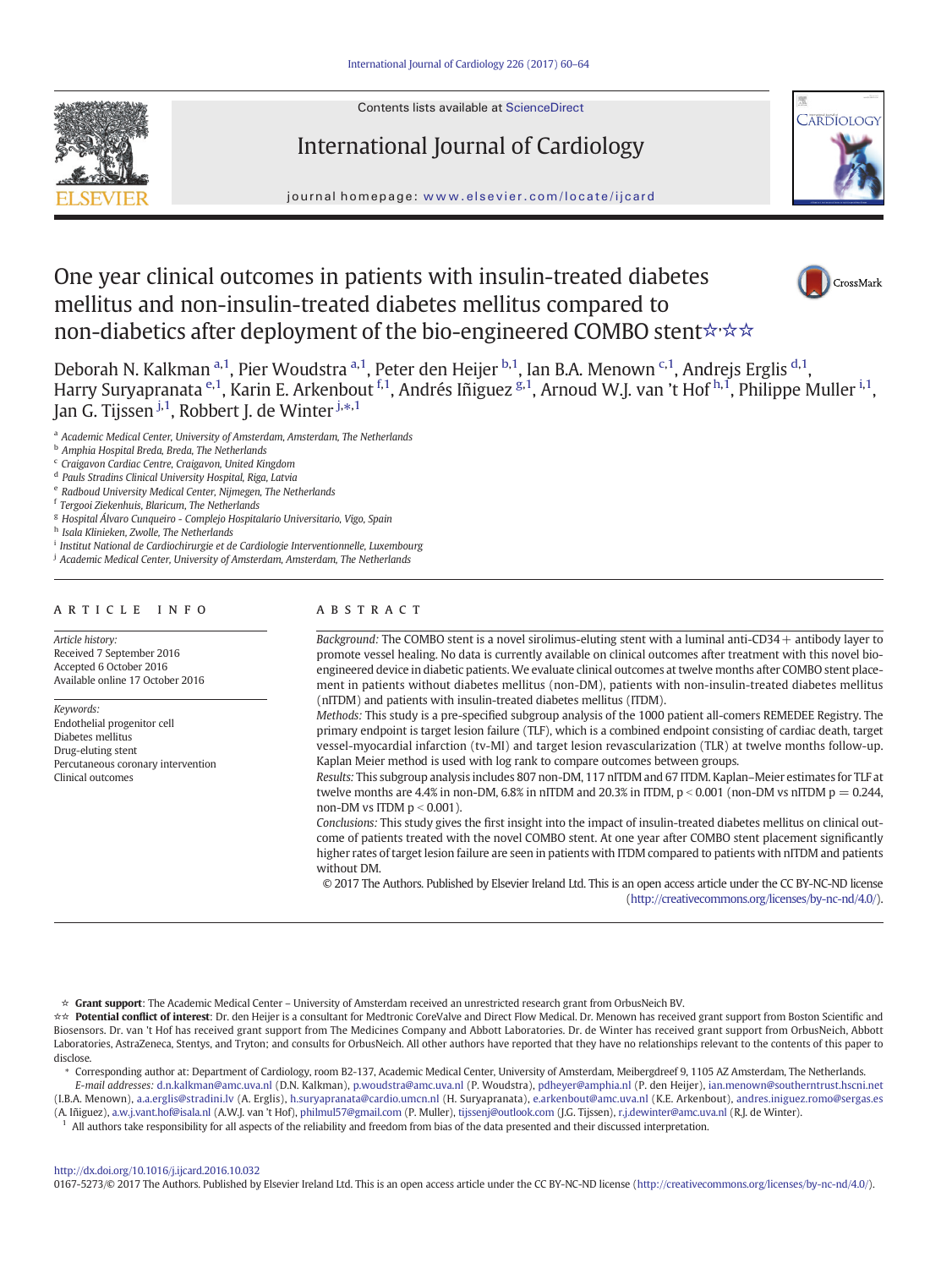# One year clinical outcomes in patients with insulin-treated diabetes mellitus and non-insulin-treated diabetes mellitus compared to non-diabetics after deployment of the bio-engineered COMBO stent☆,☆☆

Deborah N. Kalkman [a,1], Pier Woudstra [a,1], Peter den Heijer [b,1], Ian B.A. Menown [c,1], Andrejs Erglis [d,1], Harry Suryapranata [e,1], Karin E. Arkenbout [f,1], Andrés Iñiguez [g,1], Arnoud W.J. van 't Hof [h,1], Philippe Muller [i,1], Jan G. Tijssen [j,1], Robbert J. de Winter [j,*,1]

[a] Academic Medical Center, University of Amsterdam, Amsterdam, The Netherlands
[b] Amphia Hospital Breda, Breda, The Netherlands
[c] Craigavon Cardiac Centre, Craigavon, United Kingdom
[d] Pauls Stradins Clinical University Hospital, Riga, Latvia
[e] Radboud University Medical Center, Nijmegen, The Netherlands
[f] Tergooi Ziekenhuis, Blaricum, The Netherlands
[g] Hospital Álvaro Cunqueiro - Complejo Hospitalario Universitario, Vigo, Spain
[h] Isala Klinieken, Zwolle, The Netherlands
[i] Institut National de Cardiochirurgie et de Cardiologie Interventionnelle, Luxembourg
[j] Academic Medical Center, University of Amsterdam, Amsterdam, The Netherlands

## ARTICLE INFO

*Article history:*
Received 7 September 2016
Accepted 6 October 2016
Available online 17 October 2016

*Keywords:*
Endothelial progenitor cell
Diabetes mellitus
Drug-eluting stent
Percutaneous coronary intervention
Clinical outcomes

## ABSTRACT

*Background:* The COMBO stent is a novel sirolimus-eluting stent with a luminal anti-CD34+ antibody layer to promote vessel healing. No data is currently available on clinical outcomes after treatment with this novel bio-engineered device in diabetic patients. We evaluate clinical outcomes at twelve months after COMBO stent placement in patients without diabetes mellitus (non-DM), patients with non-insulin-treated diabetes mellitus (nITDM) and patients with insulin-treated diabetes mellitus (ITDM).

*Methods:* This study is a pre-specified subgroup analysis of the 1000 patient all-comers REMEDEE Registry. The primary endpoint is target lesion failure (TLF), which is a combined endpoint consisting of cardiac death, target vessel-myocardial infarction (tv-MI) and target lesion revascularization (TLR) at twelve months follow-up. Kaplan Meier method is used with log rank to compare outcomes between groups.

*Results:* This subgroup analysis includes 807 non-DM, 117 nITDM and 67 ITDM. Kaplan–Meier estimates for TLF at twelve months are 4.4% in non-DM, 6.8% in nITDM and 20.3% in ITDM, $p < 0.001$ (non-DM vs nITDM $p = 0.244$, non-DM vs ITDM $p < 0.001$).

*Conclusions:* This study gives the first insight into the impact of insulin-treated diabetes mellitus on clinical outcome of patients treated with the novel COMBO stent. At one year after COMBO stent placement significantly higher rates of target lesion failure are seen in patients with ITDM compared to patients with nITDM and patients without DM.

© 2017 The Authors. Published by Elsevier Ireland Ltd. This is an open access article under the CC BY-NC-ND license (http://creativecommons.org/licenses/by-nc-nd/4.0/).

---

☆ **Grant support**: The Academic Medical Center – University of Amsterdam received an unrestricted research grant from OrbusNeich BV.

☆☆ **Potential conflict of interest**: Dr. den Heijer is a consultant for Medtronic CoreValve and Direct Flow Medical. Dr. Menown has received grant support from Boston Scientific and Biosensors. Dr. van 't Hof has received grant support from The Medicines Company and Abbott Laboratories. Dr. de Winter has received grant support from OrbusNeich, Abbott Laboratories, AstraZeneca, Stentys, and Tryton; and consults for OrbusNeich. All other authors have reported that they have no relationships relevant to the contents of this paper to disclose.

\* Corresponding author at: Department of Cardiology, room B2-137, Academic Medical Center, University of Amsterdam, Meibergdreef 9, 1105 AZ Amsterdam, The Netherlands.
*E-mail addresses:* d.n.kalkman@amc.uva.nl (D.N. Kalkman), p.woudstra@amc.uva.nl (P. Woudstra), pdheyer@amphia.nl (P. den Heijer), ian.menown@southerntrust.hscni.net (I.B.A. Menown), a.a.erglis@stradini.lv (A. Erglis), h.suryapranata@cardio.umcn.nl (H. Suryapranata), e.arkenbout@amc.uva.nl (K.E. Arkenbout), andres.iniguez.romo@sergas.es (A. Iñiguez), a.w.j.vant.hof@isala.nl (A.W.J. van 't Hof), philmul57@gmail.com (P. Muller), tijssenj@outlook.com (J.G. Tijssen), r.j.dewinter@amc.uva.nl (R.J. de Winter).

[1] All authors take responsibility for all aspects of the reliability and freedom from bias of the data presented and their discussed interpretation.

http://dx.doi.org/10.1016/j.ijcard.2016.10.032
0167-5273/© 2017 The Authors. Published by Elsevier Ireland Ltd. This is an open access article under the CC BY-NC-ND license (http://creativecommons.org/licenses/by-nc-nd/4.0/).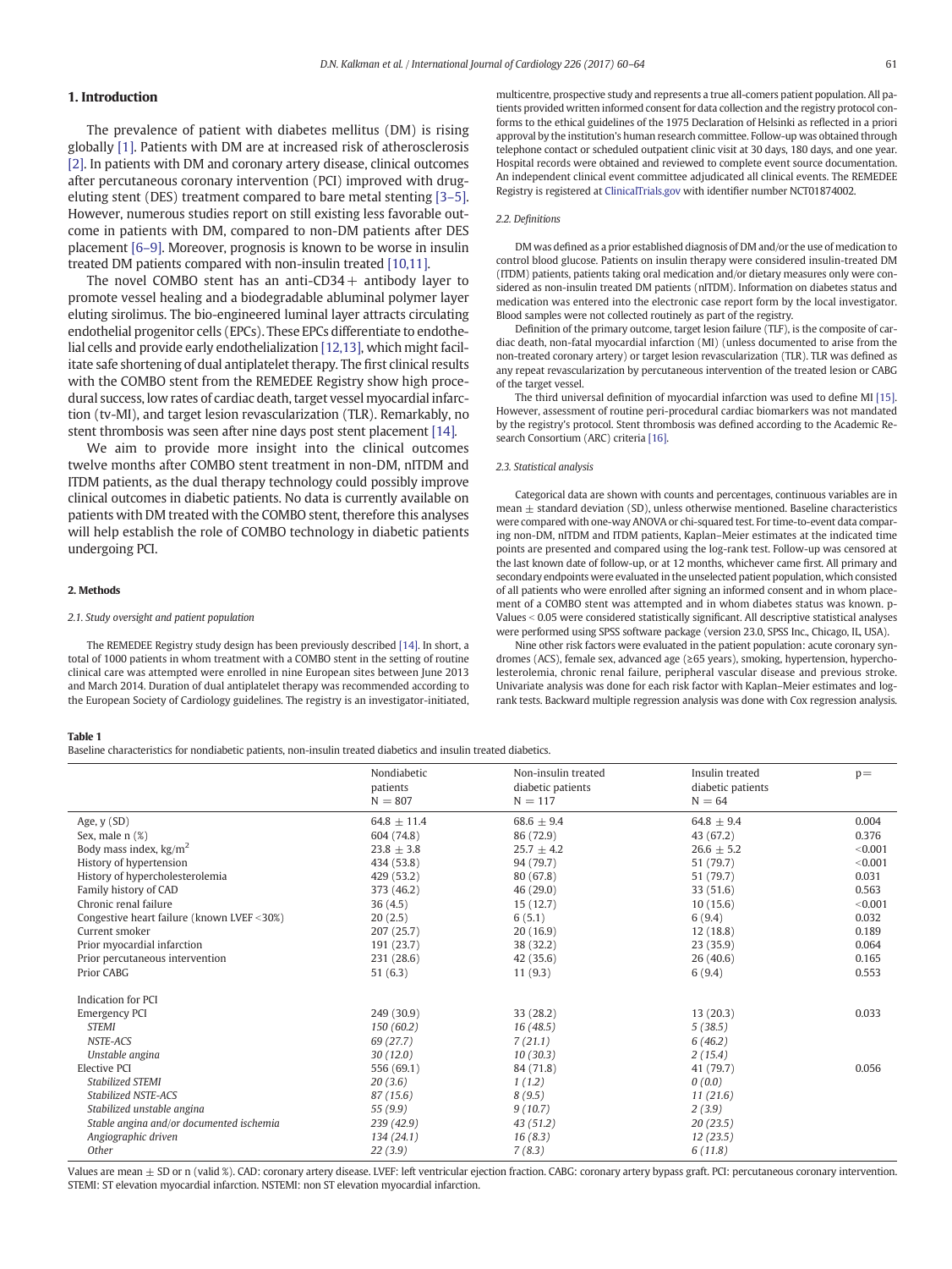## 1. Introduction

The prevalence of patient with diabetes mellitus (DM) is rising globally [1]. Patients with DM are at increased risk of atherosclerosis [2]. In patients with DM and coronary artery disease, clinical outcomes after percutaneous coronary intervention (PCI) improved with drug-eluting stent (DES) treatment compared to bare metal stenting [3–5]. However, numerous studies report on still existing less favorable outcome in patients with DM, compared to non-DM patients after DES placement [6–9]. Moreover, prognosis is known to be worse in insulin treated DM patients compared with non-insulin treated [10,11].

The novel COMBO stent has an anti-CD34+ antibody layer to promote vessel healing and a biodegradable abluminal polymer layer eluting sirolimus. The bio-engineered luminal layer attracts circulating endothelial progenitor cells (EPCs). These EPCs differentiate to endothelial cells and provide early endothelialization [12,13], which might facilitate safe shortening of dual antiplatelet therapy. The first clinical results with the COMBO stent from the REMEDEE Registry show high procedural success, low rates of cardiac death, target vessel myocardial infarction (tv-MI), and target lesion revascularization (TLR). Remarkably, no stent thrombosis was seen after nine days post stent placement [14].

We aim to provide more insight into the clinical outcomes twelve months after COMBO stent treatment in non-DM, nITDM and ITDM patients, as the dual therapy technology could possibly improve clinical outcomes in diabetic patients. No data is currently available on patients with DM treated with the COMBO stent, therefore this analyses will help establish the role of COMBO technology in diabetic patients undergoing PCI.

## 2. Methods

### 2.1. Study oversight and patient population

The REMEDEE Registry study design has been previously described [14]. In short, a total of 1000 patients in whom treatment with a COMBO stent in the setting of routine clinical care was attempted were enrolled in nine European sites between June 2013 and March 2014. Duration of dual antiplatelet therapy was recommended according to the European Society of Cardiology guidelines. The registry is an investigator-initiated, multicentre, prospective study and represents a true all-comers patient population. All patients provided written informed consent for data collection and the registry protocol conforms to the ethical guidelines of the 1975 Declaration of Helsinki as reflected in a priori approval by the institution's human research committee. Follow-up was obtained through telephone contact or scheduled outpatient clinic visit at 30 days, 180 days, and one year. Hospital records were obtained and reviewed to complete event source documentation. An independent clinical event committee adjudicated all clinical events. The REMEDEE Registry is registered at ClinicalTrials.gov with identifier number NCT01874002.

### 2.2. Definitions

DM was defined as a prior established diagnosis of DM and/or the use of medication to control blood glucose. Patients on insulin therapy were considered insulin-treated DM (ITDM) patients, patients taking oral medication and/or dietary measures only were considered as non-insulin treated DM patients (nITDM). Information on diabetes status and medication was entered into the electronic case report form by the local investigator. Blood samples were not collected routinely as part of the registry.

Definition of the primary outcome, target lesion failure (TLF), is the composite of cardiac death, non-fatal myocardial infarction (MI) (unless documented to arise from the non-treated coronary artery) or target lesion revascularization (TLR). TLR was defined as any repeat revascularization by percutaneous intervention of the treated lesion or CABG of the target vessel.

The third universal definition of myocardial infarction was used to define MI [15]. However, assessment of routine peri-procedural cardiac biomarkers was not mandated by the registry's protocol. Stent thrombosis was defined according to the Academic Research Consortium (ARC) criteria [16].

### 2.3. Statistical analysis

Categorical data are shown with counts and percentages, continuous variables are in mean ± standard deviation (SD), unless otherwise mentioned. Baseline characteristics were compared with one-way ANOVA or chi-squared test. For time-to-event data comparing non-DM, nITDM and ITDM patients, Kaplan–Meier estimates at the indicated time points are presented and compared using the log-rank test. Follow-up was censored at the last known date of follow-up, or at 12 months, whichever came first. All primary and secondary endpoints were evaluated in the unselected patient population, which consisted of all patients who were enrolled after signing an informed consent and in whom placement of a COMBO stent was attempted and in whom diabetes status was known. p-Values < 0.05 were considered statistically significant. All descriptive statistical analyses were performed using SPSS software package (version 23.0, SPSS Inc., Chicago, IL, USA).

Nine other risk factors were evaluated in the patient population: acute coronary syndromes (ACS), female sex, advanced age (≥65 years), smoking, hypertension, hypercholesterolemia, chronic renal failure, peripheral vascular disease and previous stroke. Univariate analysis was done for each risk factor with Kaplan–Meier estimates and log-rank tests. Backward multiple regression analysis was done with Cox regression analysis.

**Table 1**
Baseline characteristics for nondiabetic patients, non-insulin treated diabetics and insulin treated diabetics.

| | Nondiabetic patients N = 807 | Non-insulin treated diabetic patients N = 117 | Insulin treated diabetic patients N = 64 | p= |
|---|---|---|---|---|
| Age, y (SD) | 64.8 ± 11.4 | 68.6 ± 9.4 | 64.8 ± 9.4 | 0.004 |
| Sex, male n (%) | 604 (74.8) | 86 (72.9) | 43 (67.2) | 0.376 |
| Body mass index, kg/m$^2$ | 23.8 ± 3.8 | 25.7 ± 4.2 | 26.6 ± 5.2 | <0.001 |
| History of hypertension | 434 (53.8) | 94 (79.7) | 51 (79.7) | <0.001 |
| History of hypercholesterolemia | 429 (53.2) | 80 (67.8) | 51 (79.7) | 0.031 |
| Family history of CAD | 373 (46.2) | 46 (29.0) | 33 (51.6) | 0.563 |
| Chronic renal failure | 36 (4.5) | 15 (12.7) | 10 (15.6) | <0.001 |
| Congestive heart failure (known LVEF <30%) | 20 (2.5) | 6 (5.1) | 6 (9.4) | 0.032 |
| Current smoker | 207 (25.7) | 20 (16.9) | 12 (18.8) | 0.189 |
| Prior myocardial infarction | 191 (23.7) | 38 (32.2) | 23 (35.9) | 0.064 |
| Prior percutaneous intervention | 231 (28.6) | 42 (35.6) | 26 (40.6) | 0.165 |
| Prior CABG | 51 (6.3) | 11 (9.3) | 6 (9.4) | 0.553 |
| Indication for PCI | | | | |
| Emergency PCI | 249 (30.9) | 33 (28.2) | 13 (20.3) | 0.033 |
| *STEMI* | *150 (60.2)* | *16 (48.5)* | *5 (38.5)* | |
| *NSTE-ACS* | *69 (27.7)* | *7 (21.1)* | *6 (46.2)* | |
| *Unstable angina* | *30 (12.0)* | *10 (30.3)* | *2 (15.4)* | |
| Elective PCI | 556 (69.1) | 84 (71.8) | 41 (79.7) | 0.056 |
| *Stabilized STEMI* | *20 (3.6)* | *1 (1.2)* | *0 (0.0)* | |
| *Stabilized NSTE-ACS* | *87 (15.6)* | *8 (9.5)* | *11 (21.6)* | |
| *Stabilized unstable angina* | *55 (9.9)* | *9 (10.7)* | *2 (3.9)* | |
| *Stable angina and/or documented ischemia* | *239 (42.9)* | *43 (51.2)* | *20 (23.5)* | |
| *Angiographic driven* | *134 (24.1)* | *16 (8.3)* | *12 (23.5)* | |
| *Other* | *22 (3.9)* | *7 (8.3)* | *6 (11.8)* | |

Values are mean ± SD or n (valid %). CAD: coronary artery disease. LVEF: left ventricular ejection fraction. CABG: coronary artery bypass graft. PCI: percutaneous coronary intervention. STEMI: ST elevation myocardial infarction. NSTEMI: non ST elevation myocardial infarction.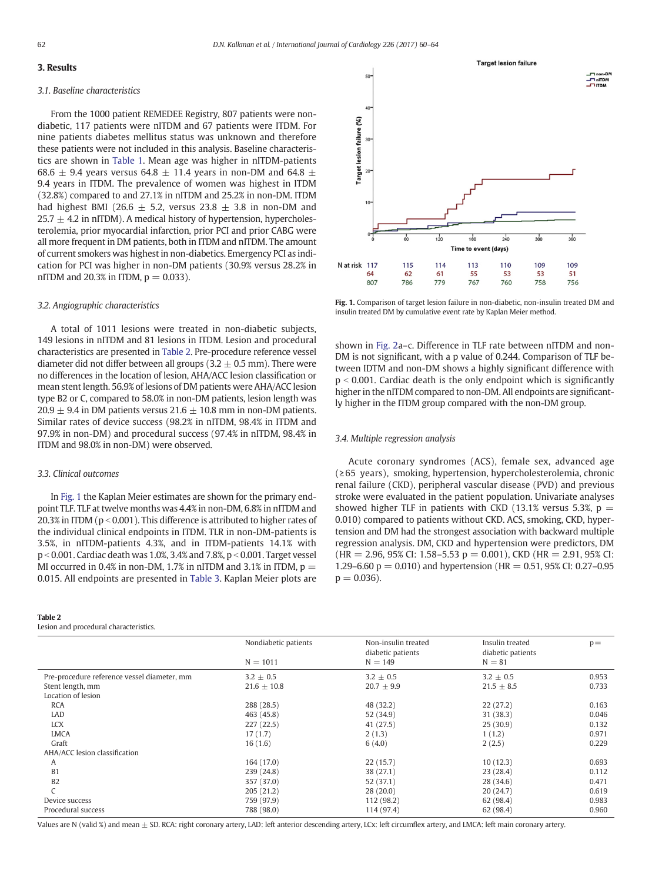## 3. Results

### 3.1. Baseline characteristics

From the 1000 patient REMEDEE Registry, 807 patients were non-diabetic, 117 patients were nITDM and 67 patients were ITDM. For nine patients diabetes mellitus status was unknown and therefore these patients were not included in this analysis. Baseline characteristics are shown in Table 1. Mean age was higher in nITDM-patients 68.6 ± 9.4 years versus 64.8 ± 11.4 years in non-DM and 64.8 ± 9.4 years in ITDM. The prevalence of women was highest in ITDM (32.8%) compared to and 27.1% in nITDM and 25.2% in non-DM. ITDM had highest BMI (26.6 ± 5.2, versus 23.8 ± 3.8 in non-DM and 25.7 ± 4.2 in nITDM). A medical history of hypertension, hypercholesterolemia, prior myocardial infarction, prior PCI and prior CABG were all more frequent in DM patients, both in ITDM and nITDM. The amount of current smokers was highest in non-diabetics. Emergency PCI as indication for PCI was higher in non-DM patients (30.9% versus 28.2% in nITDM and 20.3% in ITDM, $p = 0.033$).

### 3.2. Angiographic characteristics

A total of 1011 lesions were treated in non-diabetic subjects, 149 lesions in nITDM and 81 lesions in ITDM. Lesion and procedural characteristics are presented in Table 2. Pre-procedure reference vessel diameter did not differ between all groups (3.2 ± 0.5 mm). There were no differences in the location of lesion, AHA/ACC lesion classification or mean stent length. 56.9% of lesions of DM patients were AHA/ACC lesion type B2 or C, compared to 58.0% in non-DM patients, lesion length was 20.9 ± 9.4 in DM patients versus 21.6 ± 10.8 mm in non-DM patients. Similar rates of device success (98.2% in nITDM, 98.4% in ITDM and 97.9% in non-DM) and procedural success (97.4% in nITDM, 98.4% in ITDM and 98.0% in non-DM) were observed.

### 3.3. Clinical outcomes

In Fig. 1 the Kaplan Meier estimates are shown for the primary endpoint TLF. TLF at twelve months was 4.4% in non-DM, 6.8% in nITDM and 20.3% in ITDM ($p < 0.001$). This difference is attributed to higher rates of the individual clinical endpoints in ITDM. TLR in non-DM-patients is 3.5%, in nITDM-patients 4.3%, and in ITDM-patients 14.1% with $p < 0.001$. Cardiac death was 1.0%, 3.4% and 7.8%, $p < 0.001$. Target vessel MI occurred in 0.4% in non-DM, 1.7% in nITDM and 3.1% in ITDM, $p = 0.015$. All endpoints are presented in Table 3. Kaplan Meier plots are shown in Fig. 2a–c. Difference in TLF rate between nITDM and non-DM is not significant, with a p value of 0.244. Comparison of TLF between IDTM and non-DM shows a highly significant difference with $p < 0.001$. Cardiac death is the only endpoint which is significantly higher in the nITDM compared to non-DM. All endpoints are significantly higher in the ITDM group compared with the non-DM group.

**Fig. 1.** Comparison of target lesion failure in non-diabetic, non-insulin treated DM and insulin treated DM by cumulative event rate by Kaplan Meier method.

### 3.4. Multiple regression analysis

Acute coronary syndromes (ACS), female sex, advanced age (≥65 years), smoking, hypertension, hypercholesterolemia, chronic renal failure (CKD), peripheral vascular disease (PVD) and previous stroke were evaluated in the patient population. Univariate analyses showed higher TLF in patients with CKD (13.1% versus 5.3%, $p = 0.010$) compared to patients without CKD. ACS, smoking, CKD, hypertension and DM had the strongest association with backward multiple regression analysis. DM, CKD and hypertension were predictors, DM (HR = 2.96, 95% CI: 1.58–5.53 $p = 0.001$), CKD (HR = 2.91, 95% CI: 1.29–6.60 $p = 0.010$) and hypertension (HR = 0.51, 95% CI: 0.27–0.95 $p = 0.036$).

**Table 2**
Lesion and procedural characteristics.

| | Nondiabetic patients N = 1011 | Non-insulin treated diabetic patients N = 149 | Insulin treated diabetic patients N = 81 | p= |
|---|---|---|---|---|
| Pre-procedure reference vessel diameter, mm | 3.2 ± 0.5 | 3.2 ± 0.5 | 3.2 ± 0.5 | 0.953 |
| Stent length, mm | 21.6 ± 10.8 | 20.7 ± 9.9 | 21.5 ± 8.5 | 0.733 |
| Location of lesion | | | | |
| RCA | 288 (28.5) | 48 (32.2) | 22 (27.2) | 0.163 |
| LAD | 463 (45.8) | 52 (34.9) | 31 (38.3) | 0.046 |
| LCX | 227 (22.5) | 41 (27.5) | 25 (30.9) | 0.132 |
| LMCA | 17 (1.7) | 2 (1.3) | 1 (1.2) | 0.971 |
| Graft | 16 (1.6) | 6 (4.0) | 2 (2.5) | 0.229 |
| AHA/ACC lesion classification | | | | |
| A | 164 (17.0) | 22 (15.7) | 10 (12.3) | 0.693 |
| B1 | 239 (24.8) | 38 (27.1) | 23 (28.4) | 0.112 |
| B2 | 357 (37.0) | 52 (37.1) | 28 (34.6) | 0.471 |
| C | 205 (21.2) | 28 (20.0) | 20 (24.7) | 0.619 |
| Device success | 759 (97.9) | 112 (98.2) | 62 (98.4) | 0.983 |
| Procedural success | 788 (98.0) | 114 (97.4) | 62 (98.4) | 0.960 |

Values are N (valid %) and mean ± SD. RCA: right coronary artery, LAD: left anterior descending artery, LCx: left circumflex artery, and LMCA: left main coronary artery.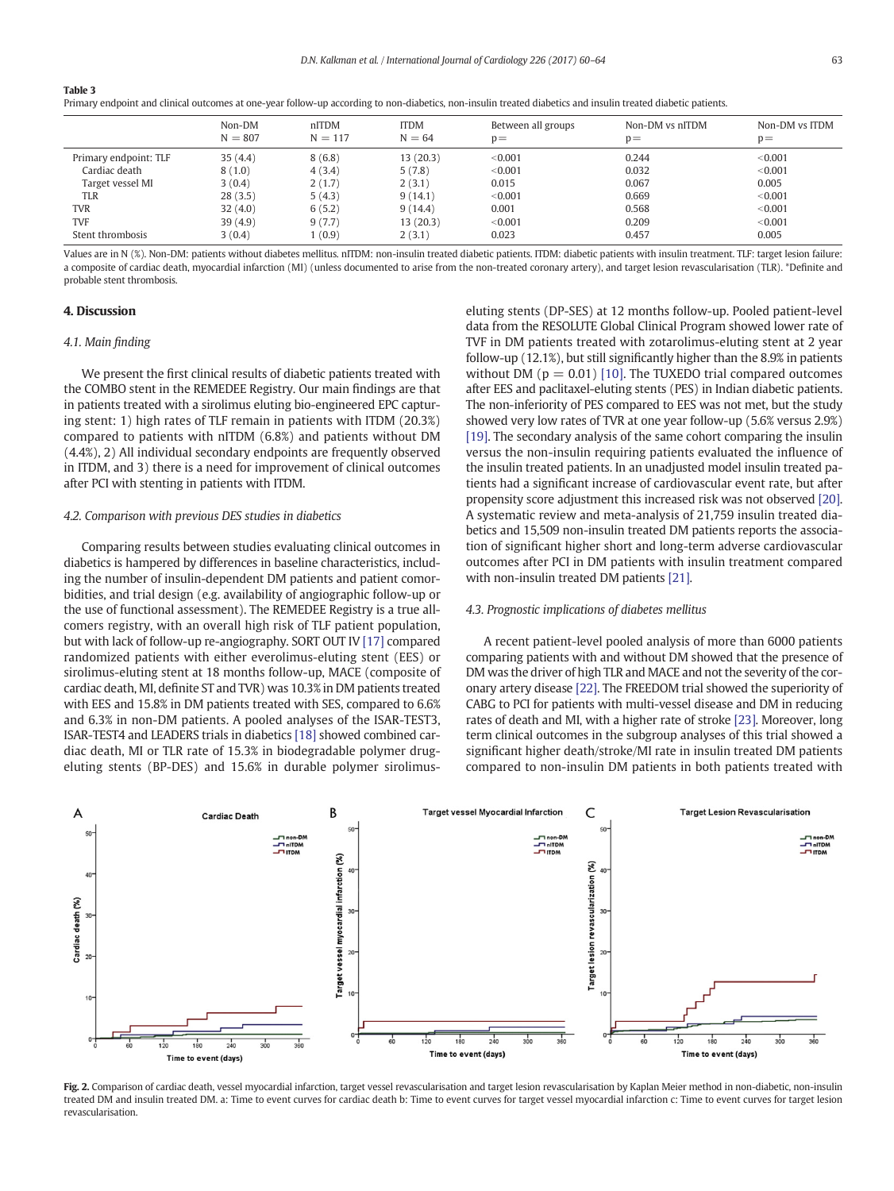**Table 3**
Primary endpoint and clinical outcomes at one-year follow-up according to non-diabetics, non-insulin treated diabetics and insulin treated diabetic patients.

| | Non-DM N = 807 | nITDM N = 117 | ITDM N = 64 | Between all groups p= | Non-DM vs nITDM p= | Non-DM vs ITDM p= |
|---|---|---|---|---|---|---|
| Primary endpoint: TLF | 35 (4.4) | 8 (6.8) | 13 (20.3) | <0.001 | 0.244 | <0.001 |
| Cardiac death | 8 (1.0) | 4 (3.4) | 5 (7.8) | <0.001 | 0.032 | <0.001 |
| Target vessel MI | 3 (0.4) | 2 (1.7) | 2 (3.1) | 0.015 | 0.067 | 0.005 |
| TLR | 28 (3.5) | 5 (4.3) | 9 (14.1) | <0.001 | 0.669 | <0.001 |
| TVR | 32 (4.0) | 6 (5.2) | 9 (14.4) | 0.001 | 0.568 | <0.001 |
| TVF | 39 (4.9) | 9 (7.7) | 13 (20.3) | <0.001 | 0.209 | <0.001 |
| Stent thrombosis | 3 (0.4) | 1 (0.9) | 2 (3.1) | 0.023 | 0.457 | 0.005 |

Values are in N (%). Non-DM: patients without diabetes mellitus. nITDM: non-insulin treated diabetic patients. ITDM: diabetic patients with insulin treatment. TLF: target lesion failure: a composite of cardiac death, myocardial infarction (MI) (unless documented to arise from the non-treated coronary artery), and target lesion revascularisation (TLR). *Definite and probable stent thrombosis.

## 4. Discussion

### 4.1. Main finding

We present the first clinical results of diabetic patients treated with the COMBO stent in the REMEDEE Registry. Our main findings are that in patients treated with a sirolimus eluting bio-engineered EPC capturing stent: 1) high rates of TLF remain in patients with ITDM (20.3%) compared to patients with nITDM (6.8%) and patients without DM (4.4%), 2) All individual secondary endpoints are frequently observed in ITDM, and 3) there is a need for improvement of clinical outcomes after PCI with stenting in patients with ITDM.

### 4.2. Comparison with previous DES studies in diabetics

Comparing results between studies evaluating clinical outcomes in diabetics is hampered by differences in baseline characteristics, including the number of insulin-dependent DM patients and patient comorbidities, and trial design (e.g. availability of angiographic follow-up or the use of functional assessment). The REMEDEE Registry is a true all-comers registry, with an overall high risk of TLF patient population, but with lack of follow-up re-angiography. SORT OUT IV [17] compared randomized patients with either everolimus-eluting stent (EES) or sirolimus-eluting stent at 18 months follow-up, MACE (composite of cardiac death, MI, definite ST and TVR) was 10.3% in DM patients treated with EES and 15.8% in DM patients treated with SES, compared to 6.6% and 6.3% in non-DM patients. A pooled analyses of the ISAR-TEST3, ISAR-TEST4 and LEADERS trials in diabetics [18] showed combined cardiac death, MI or TLR rate of 15.3% in biodegradable polymer drug-eluting stents (BP-DES) and 15.6% in durable polymer sirolimus-eluting stents (DP-SES) at 12 months follow-up. Pooled patient-level data from the RESOLUTE Global Clinical Program showed lower rate of TVF in DM patients treated with zotarolimus-eluting stent at 2 year follow-up (12.1%), but still significantly higher than the 8.9% in patients without DM ($p = 0.01$) [10]. The TUXEDO trial compared outcomes after EES and paclitaxel-eluting stents (PES) in Indian diabetic patients. The non-inferiority of PES compared to EES was not met, but the study showed very low rates of TVR at one year follow-up (5.6% versus 2.9%) [19]. The secondary analysis of the same cohort comparing the insulin versus the non-insulin requiring patients evaluated the influence of the insulin treated patients. In an unadjusted model insulin treated patients had a significant increase of cardiovascular event rate, but after propensity score adjustment this increased risk was not observed [20]. A systematic review and meta-analysis of 21,759 insulin treated diabetics and 15,509 non-insulin treated DM patients reports the association of significant higher short and long-term adverse cardiovascular outcomes after PCI in DM patients with insulin treatment compared with non-insulin treated DM patients [21].

### 4.3. Prognostic implications of diabetes mellitus

A recent patient-level pooled analysis of more than 6000 patients comparing patients with and without DM showed that the presence of DM was the driver of high TLR and MACE and not the severity of the coronary artery disease [22]. The FREEDOM trial showed the superiority of CABG to PCI for patients with multi-vessel disease and DM in reducing rates of death and MI, with a higher rate of stroke [23]. Moreover, long term clinical outcomes in the subgroup analyses of this trial showed a significant higher death/stroke/MI rate in insulin treated DM patients compared to non-insulin DM patients in both patients treated with

**Fig. 2.** Comparison of cardiac death, vessel myocardial infarction, target vessel revascularisation and target lesion revascularisation by Kaplan Meier method in non-diabetic, non-insulin treated DM and insulin treated DM. a: Time to event curves for cardiac death b: Time to event curves for target vessel myocardial infarction c: Time to event curves for target lesion revascularisation.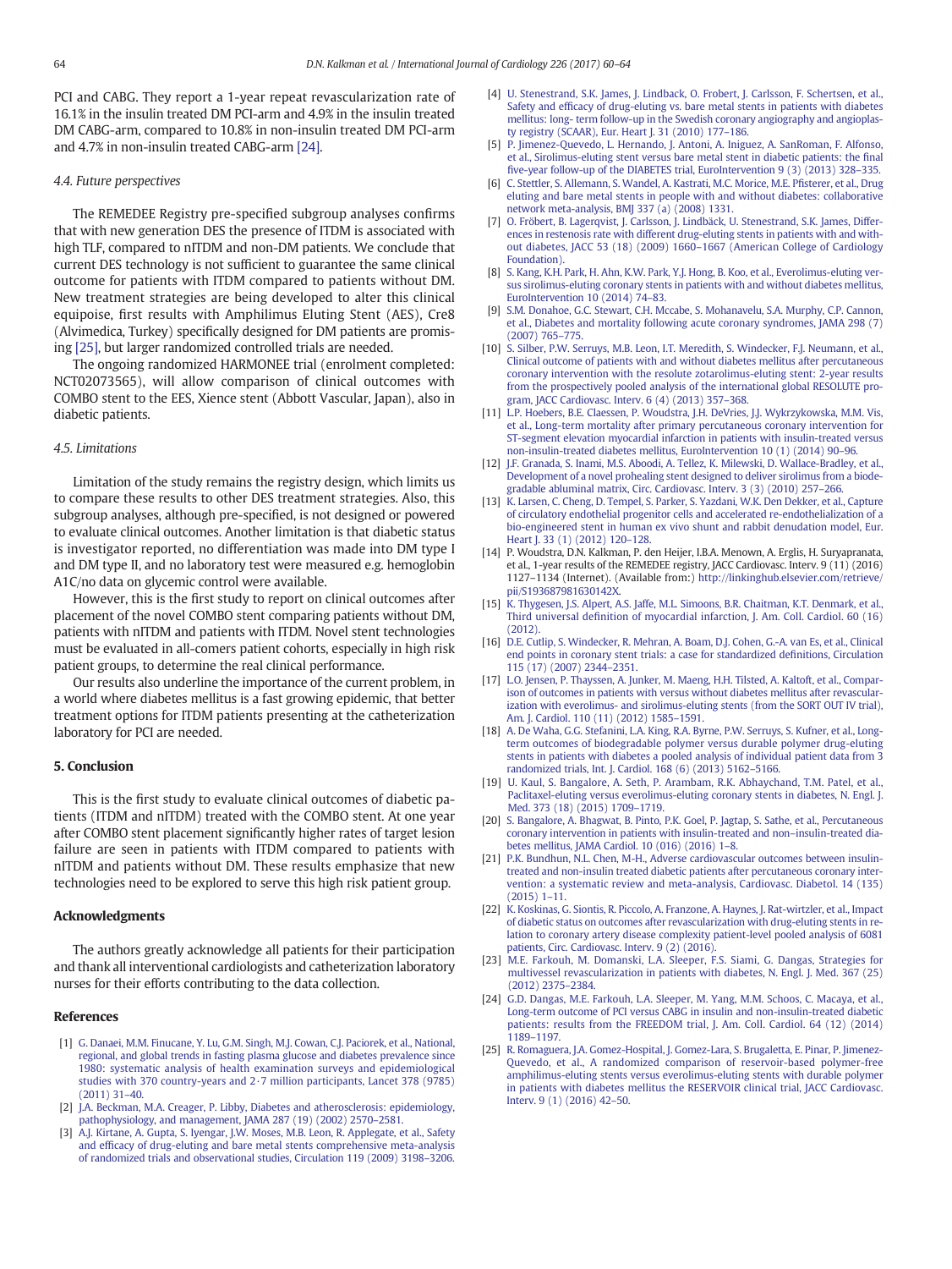PCI and CABG. They report a 1-year repeat revascularization rate of 16.1% in the insulin treated DM PCI-arm and 4.9% in the insulin treated DM CABG-arm, compared to 10.8% in non-insulin treated DM PCI-arm and 4.7% in non-insulin treated CABG-arm [24].

### 4.4. Future perspectives

The REMEDEE Registry pre-specified subgroup analyses confirms that with new generation DES the presence of ITDM is associated with high TLF, compared to nITDM and non-DM patients. We conclude that current DES technology is not sufficient to guarantee the same clinical outcome for patients with ITDM compared to patients without DM. New treatment strategies are being developed to alter this clinical equipoise, first results with Amphilimus Eluting Stent (AES), Cre8 (Alvimedica, Turkey) specifically designed for DM patients are promising [25], but larger randomized controlled trials are needed.

The ongoing randomized HARMONEE trial (enrolment completed: NCT02073565), will allow comparison of clinical outcomes with COMBO stent to the EES, Xience stent (Abbott Vascular, Japan), also in diabetic patients.

### 4.5. Limitations

Limitation of the study remains the registry design, which limits us to compare these results to other DES treatment strategies. Also, this subgroup analyses, although pre-specified, is not designed or powered to evaluate clinical outcomes. Another limitation is that diabetic status is investigator reported, no differentiation was made into DM type I and DM type II, and no laboratory test were measured e.g. hemoglobin A1C/no data on glycemic control were available.

However, this is the first study to report on clinical outcomes after placement of the novel COMBO stent comparing patients without DM, patients with nITDM and patients with ITDM. Novel stent technologies must be evaluated in all-comers patient cohorts, especially in high risk patient groups, to determine the real clinical performance.

Our results also underline the importance of the current problem, in a world where diabetes mellitus is a fast growing epidemic, that better treatment options for ITDM patients presenting at the catheterization laboratory for PCI are needed.

## 5. Conclusion

This is the first study to evaluate clinical outcomes of diabetic patients (ITDM and nITDM) treated with the COMBO stent. At one year after COMBO stent placement significantly higher rates of target lesion failure are seen in patients with ITDM compared to patients with nITDM and patients without DM. These results emphasize that new technologies need to be explored to serve this high risk patient group.

## Acknowledgments

The authors greatly acknowledge all patients for their participation and thank all interventional cardiologists and catheterization laboratory nurses for their efforts contributing to the data collection.

## References

[1] G. Danaei, M.M. Finucane, Y. Lu, G.M. Singh, M.J. Cowan, C.J. Paciorek, et al., National, regional, and global trends in fasting plasma glucose and diabetes prevalence since 1980: systematic analysis of health examination surveys and epidemiological studies with 370 country-years and 2·7 million participants, Lancet 378 (9785) (2011) 31–40.

[2] J.A. Beckman, M.A. Creager, P. Libby, Diabetes and atherosclerosis: epidemiology, pathophysiology, and management, JAMA 287 (19) (2002) 2570–2581.

[3] A.J. Kirtane, A. Gupta, S. Iyengar, J.W. Moses, M.B. Leon, R. Applegate, et al., Safety and efficacy of drug-eluting and bare metal stents comprehensive meta-analysis of randomized trials and observational studies, Circulation 119 (2009) 3198–3206.

[4] U. Stenestrand, S.K. James, J. Lindback, O. Frobert, J. Carlsson, F. Schertsen, et al., Safety and efficacy of drug-eluting vs. bare metal stents in patients with diabetes mellitus: long- term follow-up in the Swedish coronary angiography and angioplasty registry (SCAAR), Eur. Heart J. 31 (2010) 177–186.

[5] P. Jimenez-Quevedo, L. Hernando, J. Antoni, A. Iniguez, A. SanRoman, F. Alfonso, et al., Sirolimus-eluting stent versus bare metal stent in diabetic patients: the final five-year follow-up of the DIABETES trial, EuroIntervention 9 (3) (2013) 328–335.

[6] C. Stettler, S. Allemann, S. Wandel, A. Kastrati, M.C. Morice, M.E. Pfisterer, et al., Drug eluting and bare metal stents in people with and without diabetes: collaborative network meta-analysis, BMJ 337 (a) (2008) 1331.

[7] O. Fröbert, B. Lagerqvist, J. Carlsson, J. Lindbäck, U. Stenestrand, S.K. James, Differences in restenosis rate with different drug-eluting stents in patients with and without diabetes, JACC 53 (18) (2009) 1660–1667 (American College of Cardiology Foundation).

[8] S. Kang, K.H. Park, H. Ahn, K.W. Park, Y.J. Hong, B. Koo, et al., Everolimus-eluting versus sirolimus-eluting coronary stents in patients with and without diabetes mellitus, EuroIntervention 10 (2014) 74–83.

[9] S.M. Donahoe, G.C. Stewart, C.H. Mccabe, S. Mohanavelu, S.A. Murphy, C.P. Cannon, et al., Diabetes and mortality following acute coronary syndromes, JAMA 298 (7) (2007) 765–775.

[10] S. Silber, P.W. Serruys, M.B. Leon, I.T. Meredith, S. Windecker, F.J. Neumann, et al., Clinical outcome of patients with and without diabetes mellitus after percutaneous coronary intervention with the resolute zotarolimus-eluting stent: 2-year results from the prospectively pooled analysis of the international global RESOLUTE program, JACC Cardiovasc. Interv. 6 (4) (2013) 357–368.

[11] L.P. Hoebers, B.E. Claessen, P. Woudstra, J.H. DeVries, J.J. Wykrzykowska, M.M. Vis, et al., Long-term mortality after primary percutaneous coronary intervention for ST-segment elevation myocardial infarction in patients with insulin-treated versus non-insulin-treated diabetes mellitus, EuroIntervention 10 (1) (2014) 90–96.

[12] J.F. Granada, S. Inami, M.S. Aboodi, A. Tellez, K. Milewski, D. Wallace-Bradley, et al., Development of a novel prohealing stent designed to deliver sirolimus from a biodegradable abluminal matrix, Circ. Cardiovasc. Interv. 3 (3) (2010) 257–266.

[13] K. Larsen, C. Cheng, D. Tempel, S. Parker, S. Yazdani, W.K. Den Dekker, et al., Capture of circulatory endothelial progenitor cells and accelerated re-endothelialization of a bio-engineered stent in human ex vivo shunt and rabbit denudation model, Eur. Heart J. 33 (1) (2012) 120–128.

[14] P. Woudstra, D.N. Kalkman, P. den Heijer, I.B.A. Menown, A. Erglis, H. Suryapranata, et al., 1-year results of the REMEDEE registry, JACC Cardiovasc. Interv. 9 (11) (2016) 1127–1134 (Internet). (Available from:) http://linkinghub.elsevier.com/retrieve/pii/S193687981630142X.

[15] K. Thygesen, J.S. Alpert, A.S. Jaffe, M.L. Simoons, B.R. Chaitman, K.T. Denmark, et al., Third universal definition of myocardial infarction, J. Am. Coll. Cardiol. 60 (16) (2012).

[16] D.E. Cutlip, S. Windecker, R. Mehran, A. Boam, D.J. Cohen, G.-A. van Es, et al., Clinical end points in coronary stent trials: a case for standardized definitions, Circulation 115 (17) (2007) 2344–2351.

[17] L.O. Jensen, P. Thayssen, A. Junker, M. Maeng, H.H. Tilsted, A. Kaltoft, et al., Comparison of outcomes in patients with versus without diabetes mellitus after revascularization with everolimus- and sirolimus-eluting stents (from the SORT OUT IV trial), Am. J. Cardiol. 110 (11) (2012) 1585–1591.

[18] A. De Waha, G.G. Stefanini, L.A. King, R.A. Byrne, P.W. Serruys, S. Kufner, et al., Long-term outcomes of biodegradable polymer versus durable polymer drug-eluting stents in patients with diabetes a pooled analysis of individual patient data from 3 randomized trials, Int. J. Cardiol. 168 (6) (2013) 5162–5166.

[19] U. Kaul, S. Bangalore, A. Seth, P. Arambam, R.K. Abhaychand, T.M. Patel, et al., Paclitaxel-eluting versus everolimus-eluting coronary stents in diabetes, N. Engl. J. Med. 373 (18) (2015) 1709–1719.

[20] S. Bangalore, A. Bhagwat, B. Pinto, P.K. Goel, P. Jagtap, S. Sathe, et al., Percutaneous coronary intervention in patients with insulin-treated and non–insulin-treated diabetes mellitus, JAMA Cardiol. 10 (016) (2016) 1–8.

[21] P.K. Bundhun, N.L. Chen, M-H., Adverse cardiovascular outcomes between insulin-treated and non-insulin treated diabetic patients after percutaneous coronary intervention: a systematic review and meta-analysis, Cardiovasc. Diabetol. 14 (135) (2015) 1–11.

[22] K. Koskinas, G. Siontis, R. Piccolo, A. Franzone, A. Haynes, J. Rat-wirtzler, et al., Impact of diabetic status on outcomes after revascularization with drug-eluting stents in relation to coronary artery disease complexity patient-level pooled analysis of 6081 patients, Circ. Cardiovasc. Interv. 9 (2) (2016).

[23] M.E. Farkouh, M. Domanski, L.A. Sleeper, F.S. Siami, G. Dangas, Strategies for multivessel revascularization in patients with diabetes, N. Engl. J. Med. 367 (25) (2012) 2375–2384.

[24] G.D. Dangas, M.E. Farkouh, L.A. Sleeper, M. Yang, M.M. Schoos, C. Macaya, et al., Long-term outcome of PCI versus CABG in insulin and non-insulin-treated diabetic patients: results from the FREEDOM trial, J. Am. Coll. Cardiol. 64 (12) (2014) 1189–1197.

[25] R. Romaguera, J.A. Gomez-Hospital, J. Gomez-Lara, S. Brugaletta, E. Pinar, P. Jimenez-Quevedo, et al., A randomized comparison of reservoir-based polymer-free amphilimus-eluting stents versus everolimus-eluting stents with durable polymer in patients with diabetes mellitus the RESERVOIR clinical trial, JACC Cardiovasc. Interv. 9 (1) (2016) 42–50.